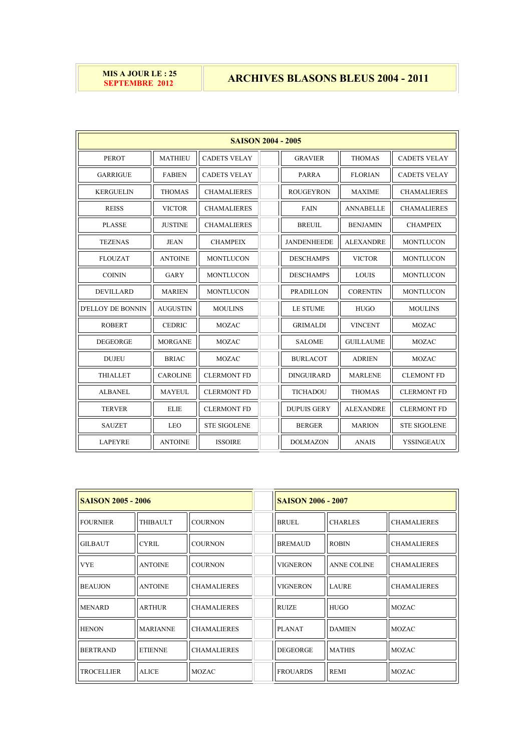| MIS A JOUR LE : 25 SEPTEMBRE 2012 | ARCHIVES BLASONS BLEUS 2004 - 2011 |
|---|---|

| SAISON 2004 - 2005 | | | | | | |
|---|---|---|---|---|---|---|
| PEROT | MATHIEU | CADETS VELAY | | GRAVIER | THOMAS | CADETS VELAY |
| GARRIGUE | FABIEN | CADETS VELAY | | PARRA | FLORIAN | CADETS VELAY |
| KERGUELIN | THOMAS | CHAMALIERES | | ROUGEYRON | MAXIME | CHAMALIERES |
| REISS | VICTOR | CHAMALIERES | | FAIN | ANNABELLE | CHAMALIERES |
| PLASSE | JUSTINE | CHAMALIERES | | BREUIL | BENJAMIN | CHAMPEIX |
| TEZENAS | JEAN | CHAMPEIX | | JANDENHEEDE | ALEXANDRE | MONTLUCON |
| FLOUZAT | ANTOINE | MONTLUCON | | DESCHAMPS | VICTOR | MONTLUCON |
| COININ | GARY | MONTLUCON | | DESCHAMPS | LOUIS | MONTLUCON |
| DEVILLARD | MARIEN | MONTLUCON | | PRADILLON | CORENTIN | MONTLUCON |
| D'ELLOY DE BONNIN | AUGUSTIN | MOULINS | | LE STUME | HUGO | MOULINS |
| ROBERT | CEDRIC | MOZAC | | GRIMALDI | VINCENT | MOZAC |
| DEGEORGE | MORGANE | MOZAC | | SALOME | GUILLAUME | MOZAC |
| DUJEU | BRIAC | MOZAC | | BURLACOT | ADRIEN | MOZAC |
| THIALLET | CAROLINE | CLERMONT FD | | DINGUIRARD | MARLENE | CLEMONT FD |
| ALBANEL | MAYEUL | CLERMONT FD | | TICHADOU | THOMAS | CLERMONT FD |
| TERVER | ELIE | CLERMONT FD | | DUPUIS GERY | ALEXANDRE | CLERMONT FD |
| SAUZET | LEO | STE SIGOLENE | | BERGER | MARION | STE SIGOLENE |
| LAPEYRE | ANTOINE | ISSOIRE | | DOLMAZON | ANAIS | YSSINGEAUX |

| SAISON 2005 - 2006 | | | | SAISON 2006 - 2007 | | |
|---|---|---|---|---|---|---|
| FOURNIER | THIBAULT | COURNON | | BRUEL | CHARLES | CHAMALIERES |
| GILBAUT | CYRIL | COURNON | | BREMAUD | ROBIN | CHAMALIERES |
| VYE | ANTOINE | COURNON | | VIGNERON | ANNE COLINE | CHAMALIERES |
| BEAUJON | ANTOINE | CHAMALIERES | | VIGNERON | LAURE | CHAMALIERES |
| MENARD | ARTHUR | CHAMALIERES | | RUIZE | HUGO | MOZAC |
| HENON | MARIANNE | CHAMALIERES | | PLANAT | DAMIEN | MOZAC |
| BERTRAND | ETIENNE | CHAMALIERES | | DEGEORGE | MATHIS | MOZAC |
| TROCELLIER | ALICE | MOZAC | | FROUARDS | REMI | MOZAC |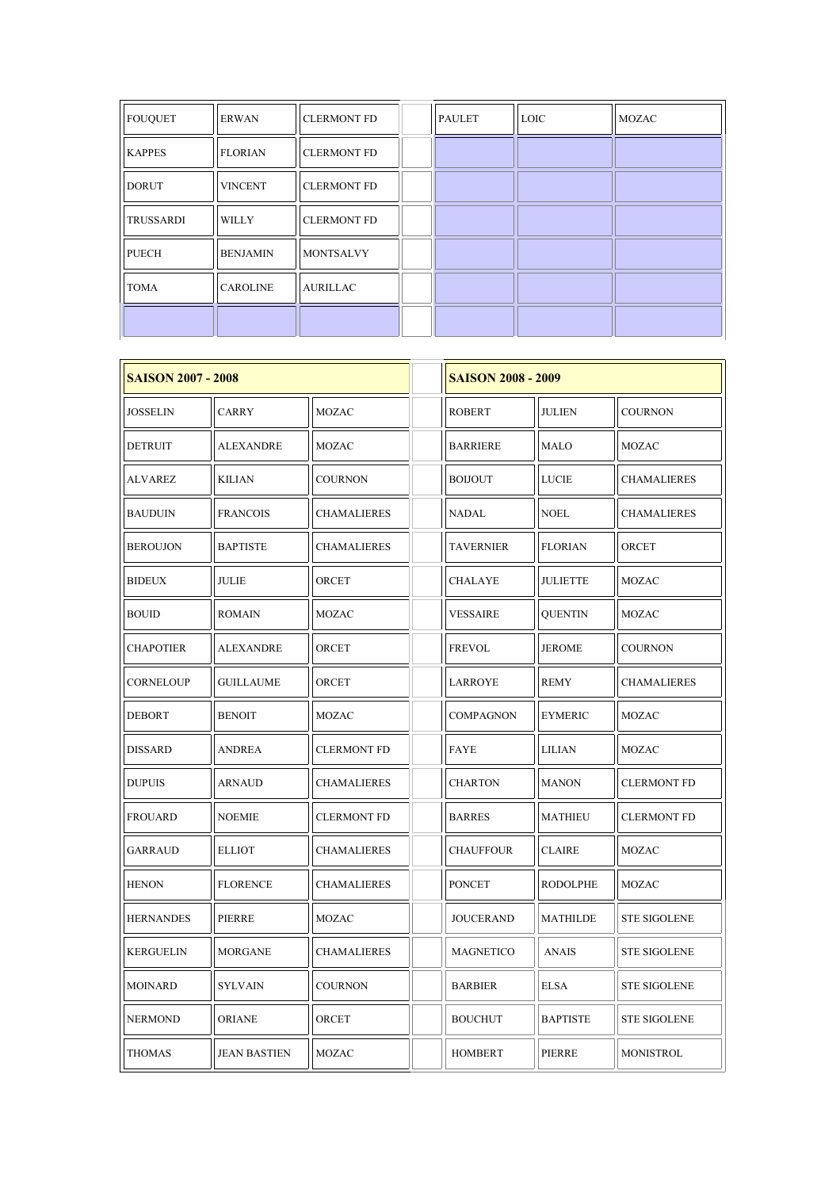| | | | | | | |
|---|---|---|---|---|---|---|
| FOUQUET | ERWAN | CLERMONT FD | | PAULET | LOIC | MOZAC |
| KAPPES | FLORIAN | CLERMONT FD | | | | |
| DORUT | VINCENT | CLERMONT FD | | | | |
| TRUSSARDI | WILLY | CLERMONT FD | | | | |
| PUECH | BENJAMIN | MONTSALVY | | | | |
| TOMA | CAROLINE | AURILLAC | | | | |
| | | | | | | |

| **SAISON 2007 - 2008** | | | | **SAISON 2008 - 2009** | | |
|---|---|---|---|---|---|---|
| JOSSELIN | CARRY | MOZAC | | ROBERT | JULIEN | COURNON |
| DETRUIT | ALEXANDRE | MOZAC | | BARRIERE | MALO | MOZAC |
| ALVAREZ | KILIAN | COURNON | | BOIJOUT | LUCIE | CHAMALIERES |
| BAUDUIN | FRANCOIS | CHAMALIERES | | NADAL | NOEL | CHAMALIERES |
| BEROUJON | BAPTISTE | CHAMALIERES | | TAVERNIER | FLORIAN | ORCET |
| BIDEUX | JULIE | ORCET | | CHALAYE | JULIETTE | MOZAC |
| BOUID | ROMAIN | MOZAC | | VESSAIRE | QUENTIN | MOZAC |
| CHAPOTIER | ALEXANDRE | ORCET | | FREVOL | JEROME | COURNON |
| CORNELOUP | GUILLAUME | ORCET | | LARROYE | REMY | CHAMALIERES |
| DEBORT | BENOIT | MOZAC | | COMPAGNON | EYMERIC | MOZAC |
| DISSARD | ANDREA | CLERMONT FD | | FAYE | LILIAN | MOZAC |
| DUPUIS | ARNAUD | CHAMALIERES | | CHARTON | MANON | CLERMONT FD |
| FROUARD | NOEMIE | CLERMONT FD | | BARRES | MATHIEU | CLERMONT FD |
| GARRAUD | ELLIOT | CHAMALIERES | | CHAUFFOUR | CLAIRE | MOZAC |
| HENON | FLORENCE | CHAMALIERES | | PONCET | RODOLPHE | MOZAC |
| HERNANDES | PIERRE | MOZAC | | JOUCERAND | MATHILDE | STE SIGOLENE |
| KERGUELIN | MORGANE | CHAMALIERES | | MAGNETICO | ANAIS | STE SIGOLENE |
| MOINARD | SYLVAIN | COURNON | | BARBIER | ELSA | STE SIGOLENE |
| NERMOND | ORIANE | ORCET | | BOUCHUT | BAPTISTE | STE SIGOLENE |
| THOMAS | JEAN BASTIEN | MOZAC | | HOMBERT | PIERRE | MONISTROL |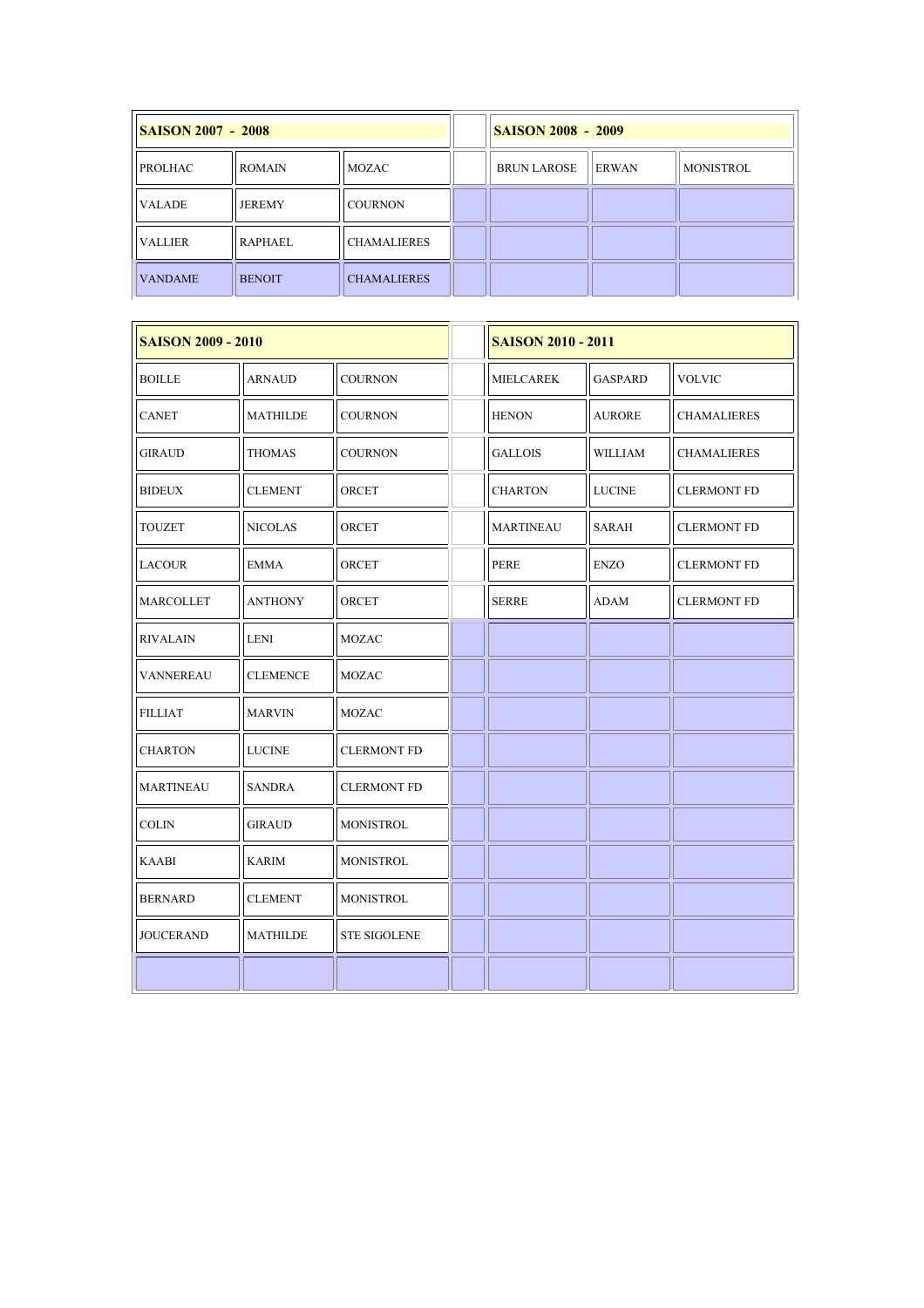| | | | | | | |
|---|---|---|---|---|---|---|
| **SAISON 2007 - 2008** | | | | **SAISON 2008 - 2009** | | |
| PROLHAC | ROMAIN | MOZAC | | BRUN LAROSE | ERWAN | MONISTROL |
| VALADE | JEREMY | COURNON | | | | |
| VALLIER | RAPHAEL | CHAMALIERES | | | | |
| VANDAME | BENOIT | CHAMALIERES | | | | |

| | | | | | | |
|---|---|---|---|---|---|---|
| **SAISON 2009 - 2010** | | | | **SAISON 2010 - 2011** | | |
| BOILLE | ARNAUD | COURNON | | MIELCAREK | GASPARD | VOLVIC |
| CANET | MATHILDE | COURNON | | HENON | AURORE | CHAMALIERES |
| GIRAUD | THOMAS | COURNON | | GALLOIS | WILLIAM | CHAMALIERES |
| BIDEUX | CLEMENT | ORCET | | CHARTON | LUCINE | CLERMONT FD |
| TOUZET | NICOLAS | ORCET | | MARTINEAU | SARAH | CLERMONT FD |
| LACOUR | EMMA | ORCET | | PERE | ENZO | CLERMONT FD |
| MARCOLLET | ANTHONY | ORCET | | SERRE | ADAM | CLERMONT FD |
| RIVALAIN | LENI | MOZAC | | | | |
| VANNEREAU | CLEMENCE | MOZAC | | | | |
| FILLIAT | MARVIN | MOZAC | | | | |
| CHARTON | LUCINE | CLERMONT FD | | | | |
| MARTINEAU | SANDRA | CLERMONT FD | | | | |
| COLIN | GIRAUD | MONISTROL | | | | |
| KAABI | KARIM | MONISTROL | | | | |
| BERNARD | CLEMENT | MONISTROL | | | | |
| JOUCERAND | MATHILDE | STE SIGOLENE | | | | |
| | | | | | | |